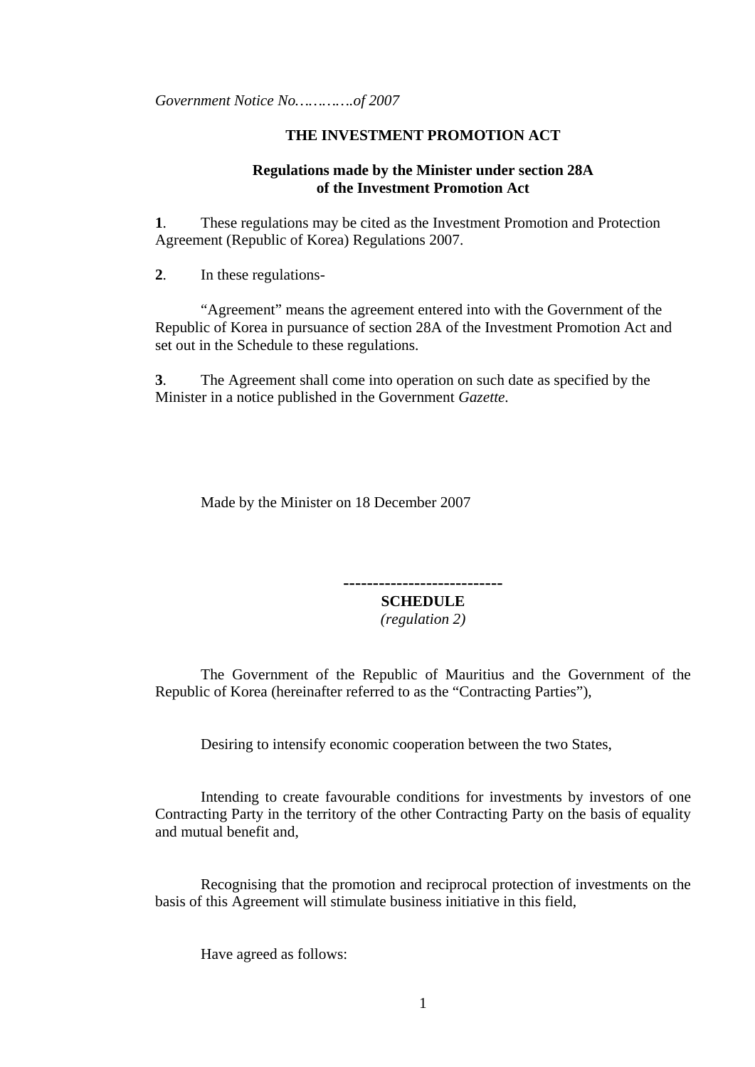*Government Notice No…………of 2007*

## THE INVESTMENT PROMOTION ACT

### Regulations made by the Minister under section 28A of the Investment Promotion Act

**1**. These regulations may be cited as the Investment Promotion and Protection Agreement (Republic of Korea) Regulations 2007.

**2**. In these regulations-

"Agreement" means the agreement entered into with the Government of the Republic of Korea in pursuance of section 28A of the Investment Promotion Act and set out in the Schedule to these regulations.

**3**. The Agreement shall come into operation on such date as specified by the Minister in a notice published in the Government *Gazette.*

Made by the Minister on 18 December 2007

---------------------------

**SCHEDULE**

*(regulation 2)*

The Government of the Republic of Mauritius and the Government of the Republic of Korea (hereinafter referred to as the "Contracting Parties"),

Desiring to intensify economic cooperation between the two States,

Intending to create favourable conditions for investments by investors of one Contracting Party in the territory of the other Contracting Party on the basis of equality and mutual benefit and,

Recognising that the promotion and reciprocal protection of investments on the basis of this Agreement will stimulate business initiative in this field,

Have agreed as follows: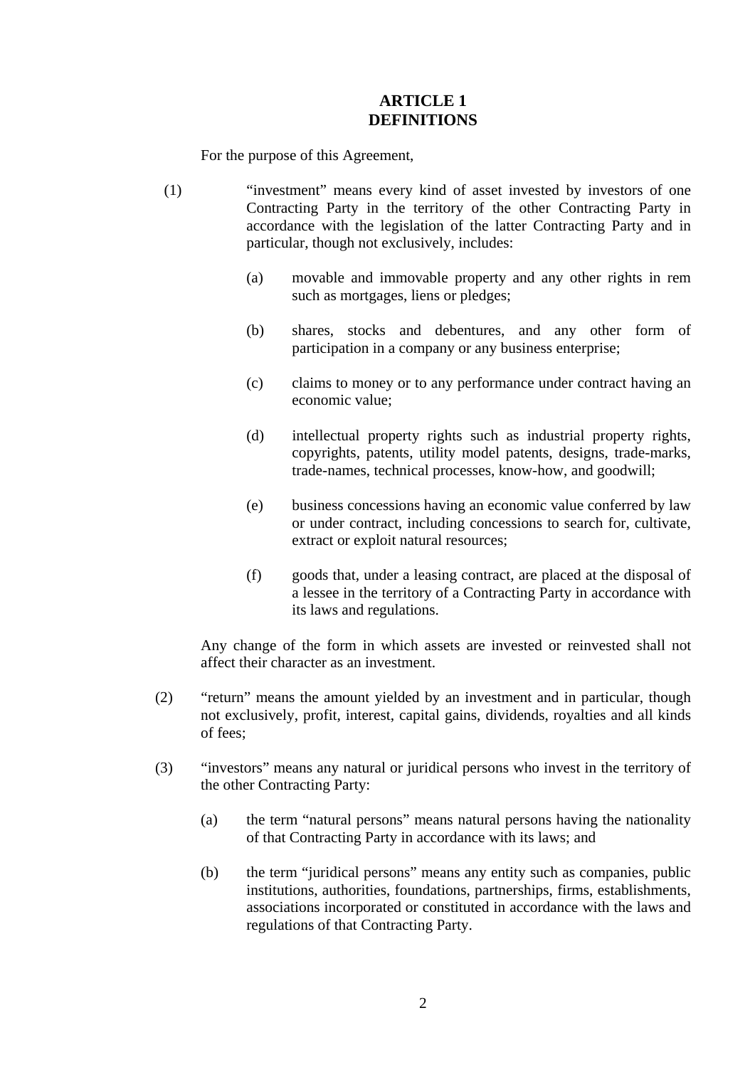## ARTICLE 1
## DEFINITIONS

For the purpose of this Agreement,

(1) "investment" means every kind of asset invested by investors of one Contracting Party in the territory of the other Contracting Party in accordance with the legislation of the latter Contracting Party and in particular, though not exclusively, includes:

   (a) movable and immovable property and any other rights in rem such as mortgages, liens or pledges;

   (b) shares, stocks and debentures, and any other form of participation in a company or any business enterprise;

   (c) claims to money or to any performance under contract having an economic value;

   (d) intellectual property rights such as industrial property rights, copyrights, patents, utility model patents, designs, trade-marks, trade-names, technical processes, know-how, and goodwill;

   (e) business concessions having an economic value conferred by law or under contract, including concessions to search for, cultivate, extract or exploit natural resources;

   (f) goods that, under a leasing contract, are placed at the disposal of a lessee in the territory of a Contracting Party in accordance with its laws and regulations.

   Any change of the form in which assets are invested or reinvested shall not affect their character as an investment.

(2) "return" means the amount yielded by an investment and in particular, though not exclusively, profit, interest, capital gains, dividends, royalties and all kinds of fees;

(3) "investors" means any natural or juridical persons who invest in the territory of the other Contracting Party:

   (a) the term "natural persons" means natural persons having the nationality of that Contracting Party in accordance with its laws; and

   (b) the term "juridical persons" means any entity such as companies, public institutions, authorities, foundations, partnerships, firms, establishments, associations incorporated or constituted in accordance with the laws and regulations of that Contracting Party.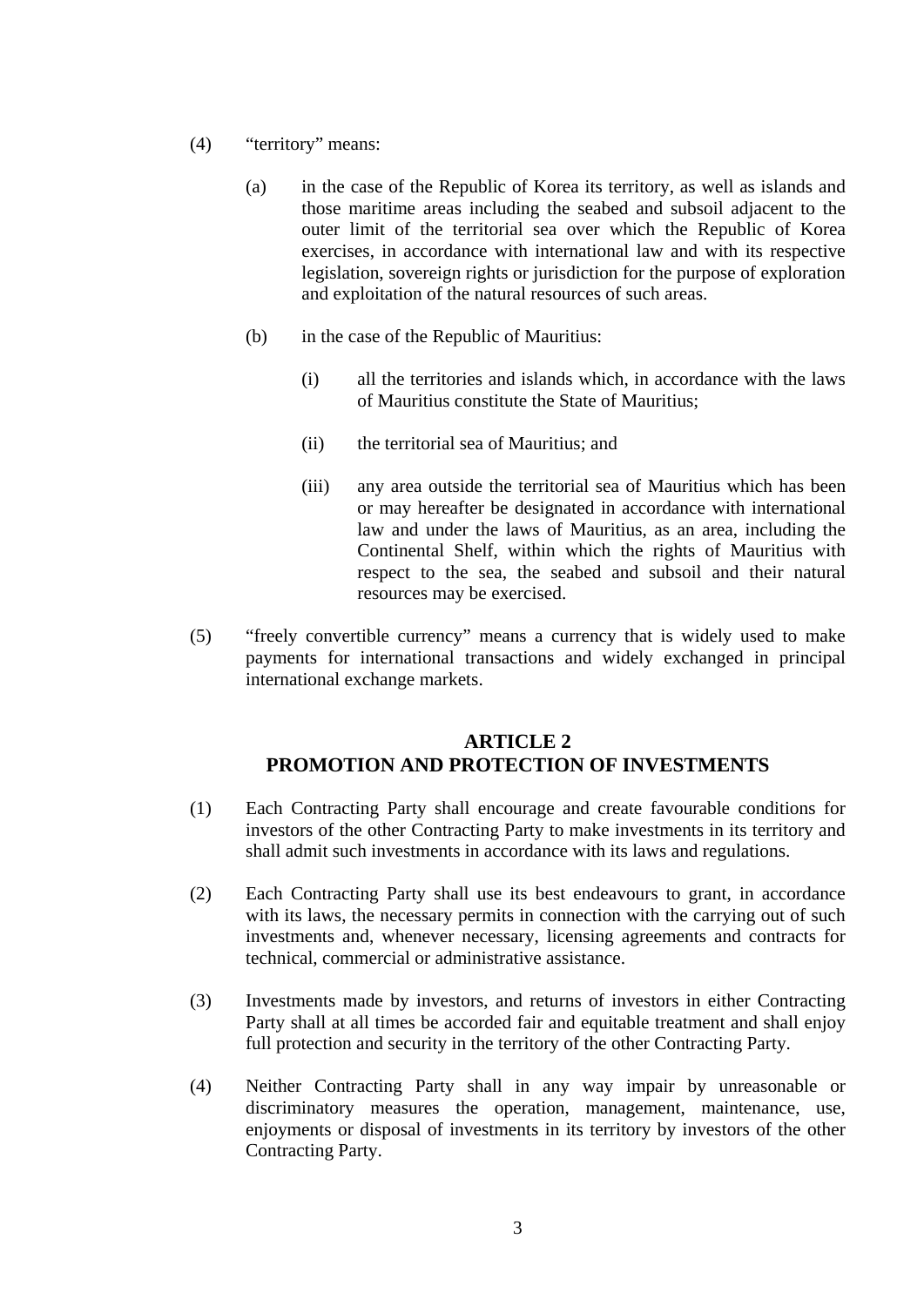(4) “territory” means:

   (a) in the case of the Republic of Korea its territory, as well as islands and those maritime areas including the seabed and subsoil adjacent to the outer limit of the territorial sea over which the Republic of Korea exercises, in accordance with international law and with its respective legislation, sovereign rights or jurisdiction for the purpose of exploration and exploitation of the natural resources of such areas.

   (b) in the case of the Republic of Mauritius:

      (i) all the territories and islands which, in accordance with the laws of Mauritius constitute the State of Mauritius;

      (ii) the territorial sea of Mauritius; and

      (iii) any area outside the territorial sea of Mauritius which has been or may hereafter be designated in accordance with international law and under the laws of Mauritius, as an area, including the Continental Shelf, within which the rights of Mauritius with respect to the sea, the seabed and subsoil and their natural resources may be exercised.

(5) “freely convertible currency” means a currency that is widely used to make payments for international transactions and widely exchanged in principal international exchange markets.

## ARTICLE 2
## PROMOTION AND PROTECTION OF INVESTMENTS

(1) Each Contracting Party shall encourage and create favourable conditions for investors of the other Contracting Party to make investments in its territory and shall admit such investments in accordance with its laws and regulations.

(2) Each Contracting Party shall use its best endeavours to grant, in accordance with its laws, the necessary permits in connection with the carrying out of such investments and, whenever necessary, licensing agreements and contracts for technical, commercial or administrative assistance.

(3) Investments made by investors, and returns of investors in either Contracting Party shall at all times be accorded fair and equitable treatment and shall enjoy full protection and security in the territory of the other Contracting Party.

(4) Neither Contracting Party shall in any way impair by unreasonable or discriminatory measures the operation, management, maintenance, use, enjoyments or disposal of investments in its territory by investors of the other Contracting Party.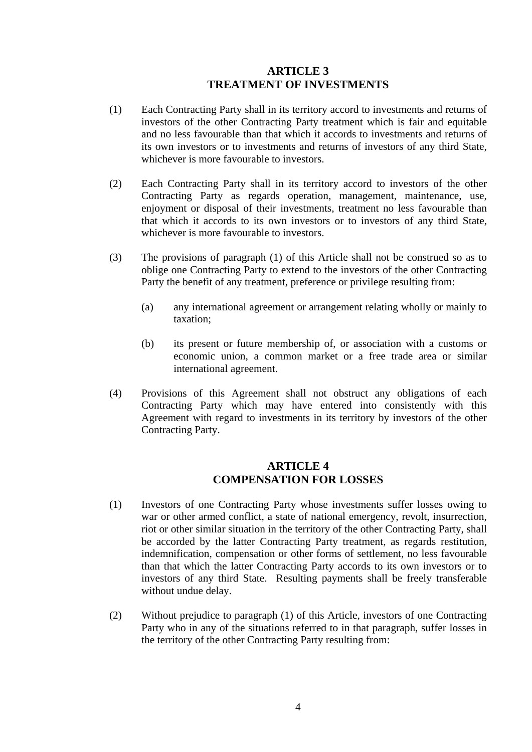## ARTICLE 3
## TREATMENT OF INVESTMENTS

(1) Each Contracting Party shall in its territory accord to investments and returns of investors of the other Contracting Party treatment which is fair and equitable and no less favourable than that which it accords to investments and returns of its own investors or to investments and returns of investors of any third State, whichever is more favourable to investors.

(2) Each Contracting Party shall in its territory accord to investors of the other Contracting Party as regards operation, management, maintenance, use, enjoyment or disposal of their investments, treatment no less favourable than that which it accords to its own investors or to investors of any third State, whichever is more favourable to investors.

(3) The provisions of paragraph (1) of this Article shall not be construed so as to oblige one Contracting Party to extend to the investors of the other Contracting Party the benefit of any treatment, preference or privilege resulting from:

(a) any international agreement or arrangement relating wholly or mainly to taxation;

(b) its present or future membership of, or association with a customs or economic union, a common market or a free trade area or similar international agreement.

(4) Provisions of this Agreement shall not obstruct any obligations of each Contracting Party which may have entered into consistently with this Agreement with regard to investments in its territory by investors of the other Contracting Party.

## ARTICLE 4
## COMPENSATION FOR LOSSES

(1) Investors of one Contracting Party whose investments suffer losses owing to war or other armed conflict, a state of national emergency, revolt, insurrection, riot or other similar situation in the territory of the other Contracting Party, shall be accorded by the latter Contracting Party treatment, as regards restitution, indemnification, compensation or other forms of settlement, no less favourable than that which the latter Contracting Party accords to its own investors or to investors of any third State. Resulting payments shall be freely transferable without undue delay.

(2) Without prejudice to paragraph (1) of this Article, investors of one Contracting Party who in any of the situations referred to in that paragraph, suffer losses in the territory of the other Contracting Party resulting from: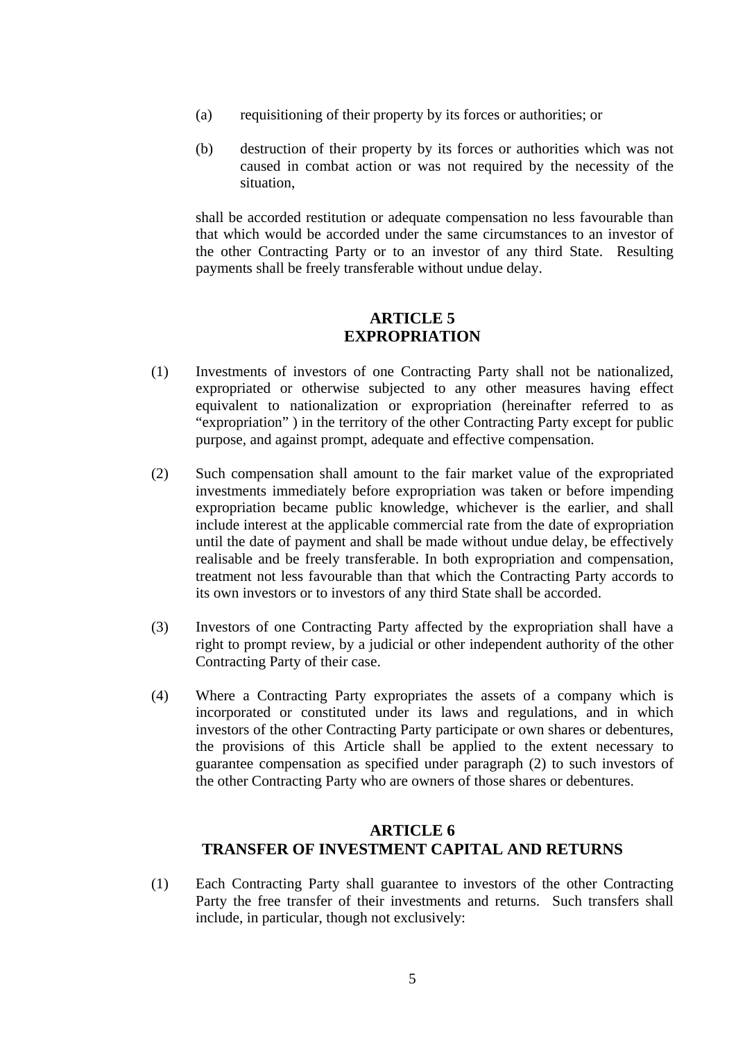(a) requisitioning of their property by its forces or authorities; or

(b) destruction of their property by its forces or authorities which was not caused in combat action or was not required by the necessity of the situation,

shall be accorded restitution or adequate compensation no less favourable than that which would be accorded under the same circumstances to an investor of the other Contracting Party or to an investor of any third State. Resulting payments shall be freely transferable without undue delay.

## ARTICLE 5
## EXPROPRIATION

(1) Investments of investors of one Contracting Party shall not be nationalized, expropriated or otherwise subjected to any other measures having effect equivalent to nationalization or expropriation (hereinafter referred to as "expropriation" ) in the territory of the other Contracting Party except for public purpose, and against prompt, adequate and effective compensation.

(2) Such compensation shall amount to the fair market value of the expropriated investments immediately before expropriation was taken or before impending expropriation became public knowledge, whichever is the earlier, and shall include interest at the applicable commercial rate from the date of expropriation until the date of payment and shall be made without undue delay, be effectively realisable and be freely transferable. In both expropriation and compensation, treatment not less favourable than that which the Contracting Party accords to its own investors or to investors of any third State shall be accorded.

(3) Investors of one Contracting Party affected by the expropriation shall have a right to prompt review, by a judicial or other independent authority of the other Contracting Party of their case.

(4) Where a Contracting Party expropriates the assets of a company which is incorporated or constituted under its laws and regulations, and in which investors of the other Contracting Party participate or own shares or debentures, the provisions of this Article shall be applied to the extent necessary to guarantee compensation as specified under paragraph (2) to such investors of the other Contracting Party who are owners of those shares or debentures.

## ARTICLE 6
## TRANSFER OF INVESTMENT CAPITAL AND RETURNS

(1) Each Contracting Party shall guarantee to investors of the other Contracting Party the free transfer of their investments and returns. Such transfers shall include, in particular, though not exclusively: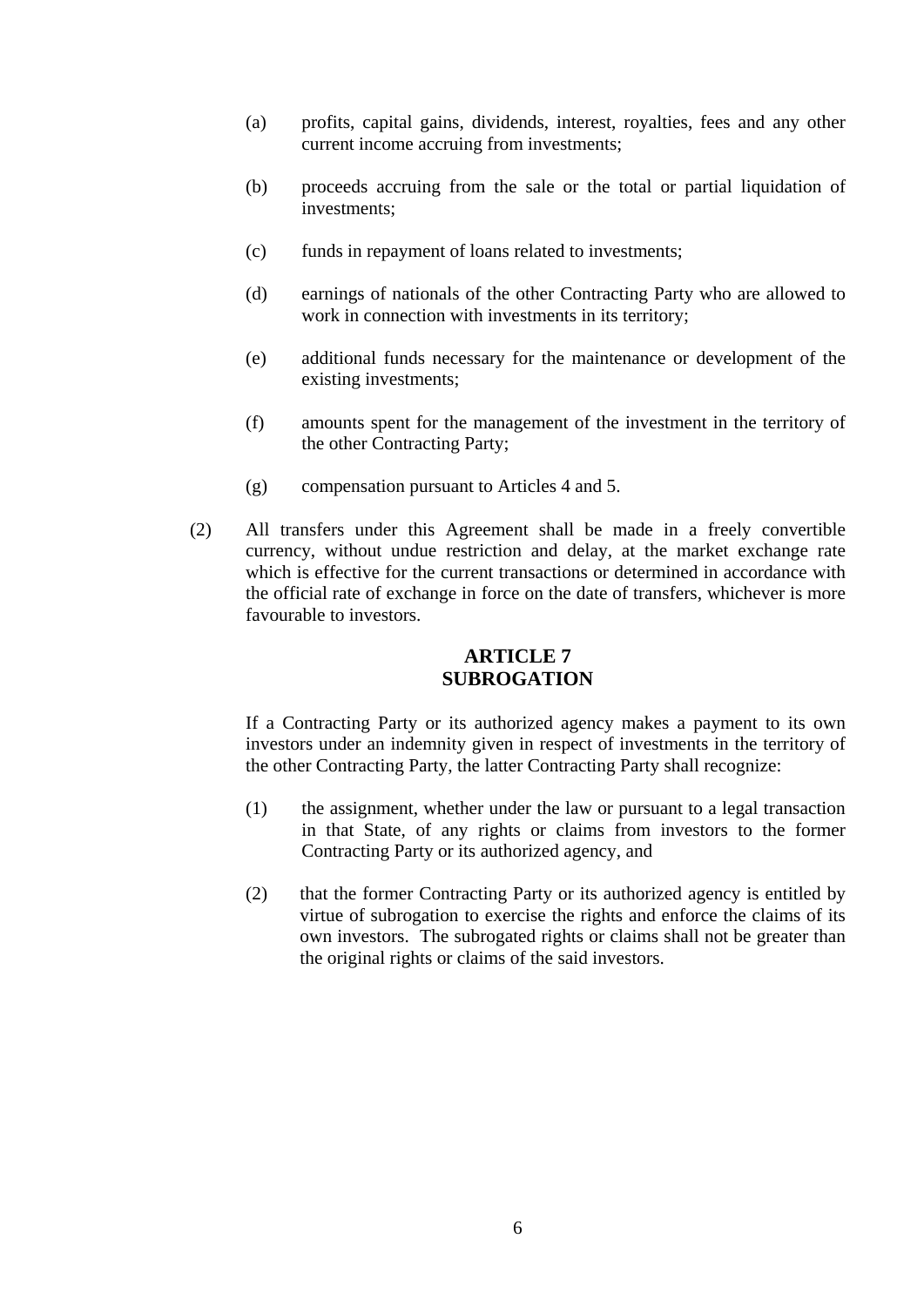(a) profits, capital gains, dividends, interest, royalties, fees and any other current income accruing from investments;

(b) proceeds accruing from the sale or the total or partial liquidation of investments;

(c) funds in repayment of loans related to investments;

(d) earnings of nationals of the other Contracting Party who are allowed to work in connection with investments in its territory;

(e) additional funds necessary for the maintenance or development of the existing investments;

(f) amounts spent for the management of the investment in the territory of the other Contracting Party;

(g) compensation pursuant to Articles 4 and 5.

(2) All transfers under this Agreement shall be made in a freely convertible currency, without undue restriction and delay, at the market exchange rate which is effective for the current transactions or determined in accordance with the official rate of exchange in force on the date of transfers, whichever is more favourable to investors.

## ARTICLE 7
## SUBROGATION

If a Contracting Party or its authorized agency makes a payment to its own investors under an indemnity given in respect of investments in the territory of the other Contracting Party, the latter Contracting Party shall recognize:

(1) the assignment, whether under the law or pursuant to a legal transaction in that State, of any rights or claims from investors to the former Contracting Party or its authorized agency, and

(2) that the former Contracting Party or its authorized agency is entitled by virtue of subrogation to exercise the rights and enforce the claims of its own investors. The subrogated rights or claims shall not be greater than the original rights or claims of the said investors.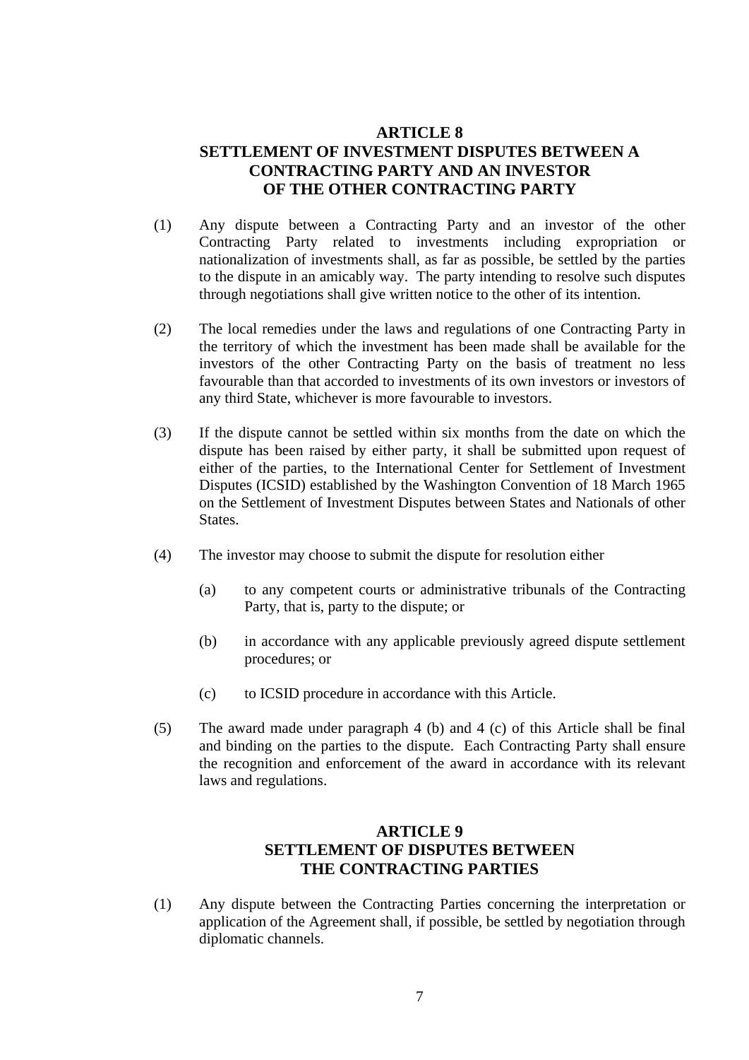## ARTICLE 8
## SETTLEMENT OF INVESTMENT DISPUTES BETWEEN A CONTRACTING PARTY AND AN INVESTOR OF THE OTHER CONTRACTING PARTY

(1) Any dispute between a Contracting Party and an investor of the other Contracting Party related to investments including expropriation or nationalization of investments shall, as far as possible, be settled by the parties to the dispute in an amicably way. The party intending to resolve such disputes through negotiations shall give written notice to the other of its intention.

(2) The local remedies under the laws and regulations of one Contracting Party in the territory of which the investment has been made shall be available for the investors of the other Contracting Party on the basis of treatment no less favourable than that accorded to investments of its own investors or investors of any third State, whichever is more favourable to investors.

(3) If the dispute cannot be settled within six months from the date on which the dispute has been raised by either party, it shall be submitted upon request of either of the parties, to the International Center for Settlement of Investment Disputes (ICSID) established by the Washington Convention of 18 March 1965 on the Settlement of Investment Disputes between States and Nationals of other States.

(4) The investor may choose to submit the dispute for resolution either

   (a) to any competent courts or administrative tribunals of the Contracting Party, that is, party to the dispute; or

   (b) in accordance with any applicable previously agreed dispute settlement procedures; or

   (c) to ICSID procedure in accordance with this Article.

(5) The award made under paragraph 4 (b) and 4 (c) of this Article shall be final and binding on the parties to the dispute. Each Contracting Party shall ensure the recognition and enforcement of the award in accordance with its relevant laws and regulations.

## ARTICLE 9
## SETTLEMENT OF DISPUTES BETWEEN THE CONTRACTING PARTIES

(1) Any dispute between the Contracting Parties concerning the interpretation or application of the Agreement shall, if possible, be settled by negotiation through diplomatic channels.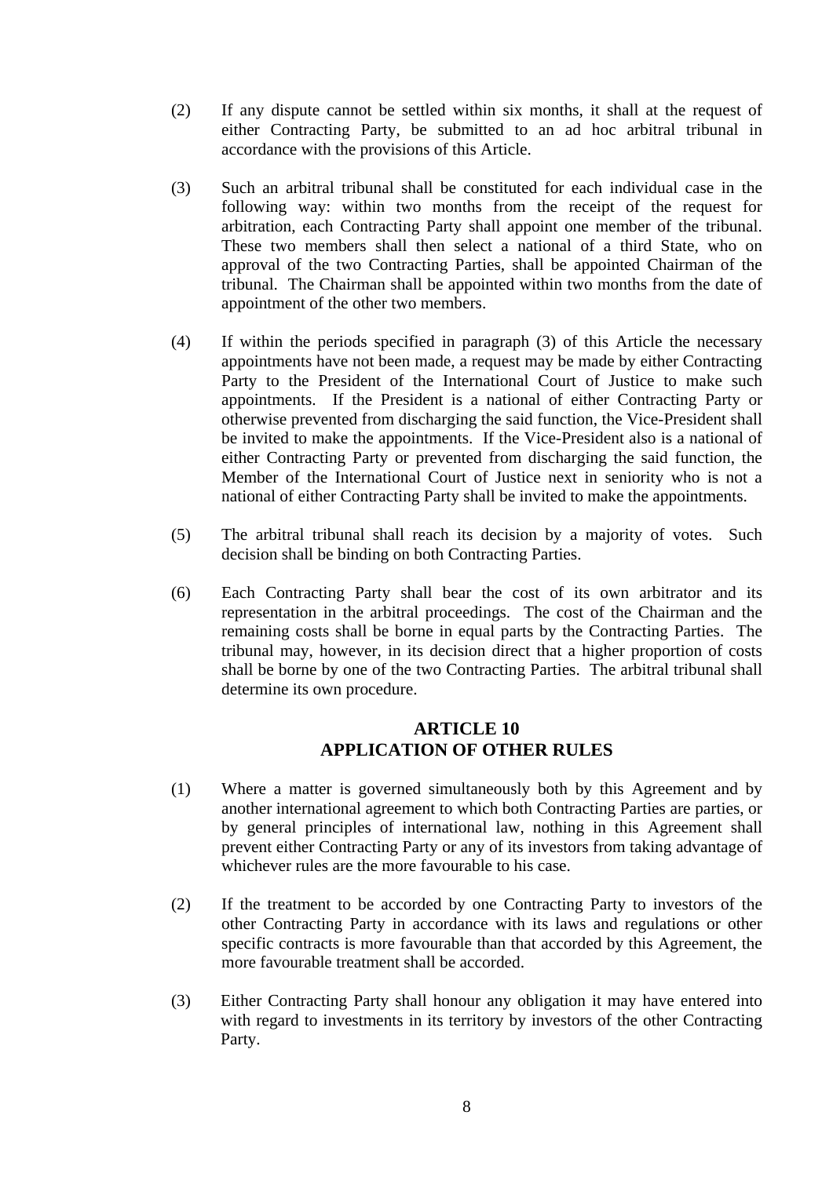(2) If any dispute cannot be settled within six months, it shall at the request of either Contracting Party, be submitted to an ad hoc arbitral tribunal in accordance with the provisions of this Article.

(3) Such an arbitral tribunal shall be constituted for each individual case in the following way: within two months from the receipt of the request for arbitration, each Contracting Party shall appoint one member of the tribunal. These two members shall then select a national of a third State, who on approval of the two Contracting Parties, shall be appointed Chairman of the tribunal. The Chairman shall be appointed within two months from the date of appointment of the other two members.

(4) If within the periods specified in paragraph (3) of this Article the necessary appointments have not been made, a request may be made by either Contracting Party to the President of the International Court of Justice to make such appointments. If the President is a national of either Contracting Party or otherwise prevented from discharging the said function, the Vice-President shall be invited to make the appointments. If the Vice-President also is a national of either Contracting Party or prevented from discharging the said function, the Member of the International Court of Justice next in seniority who is not a national of either Contracting Party shall be invited to make the appointments.

(5) The arbitral tribunal shall reach its decision by a majority of votes. Such decision shall be binding on both Contracting Parties.

(6) Each Contracting Party shall bear the cost of its own arbitrator and its representation in the arbitral proceedings. The cost of the Chairman and the remaining costs shall be borne in equal parts by the Contracting Parties. The tribunal may, however, in its decision direct that a higher proportion of costs shall be borne by one of the two Contracting Parties. The arbitral tribunal shall determine its own procedure.

## ARTICLE 10
## APPLICATION OF OTHER RULES

(1) Where a matter is governed simultaneously both by this Agreement and by another international agreement to which both Contracting Parties are parties, or by general principles of international law, nothing in this Agreement shall prevent either Contracting Party or any of its investors from taking advantage of whichever rules are the more favourable to his case.

(2) If the treatment to be accorded by one Contracting Party to investors of the other Contracting Party in accordance with its laws and regulations or other specific contracts is more favourable than that accorded by this Agreement, the more favourable treatment shall be accorded.

(3) Either Contracting Party shall honour any obligation it may have entered into with regard to investments in its territory by investors of the other Contracting Party.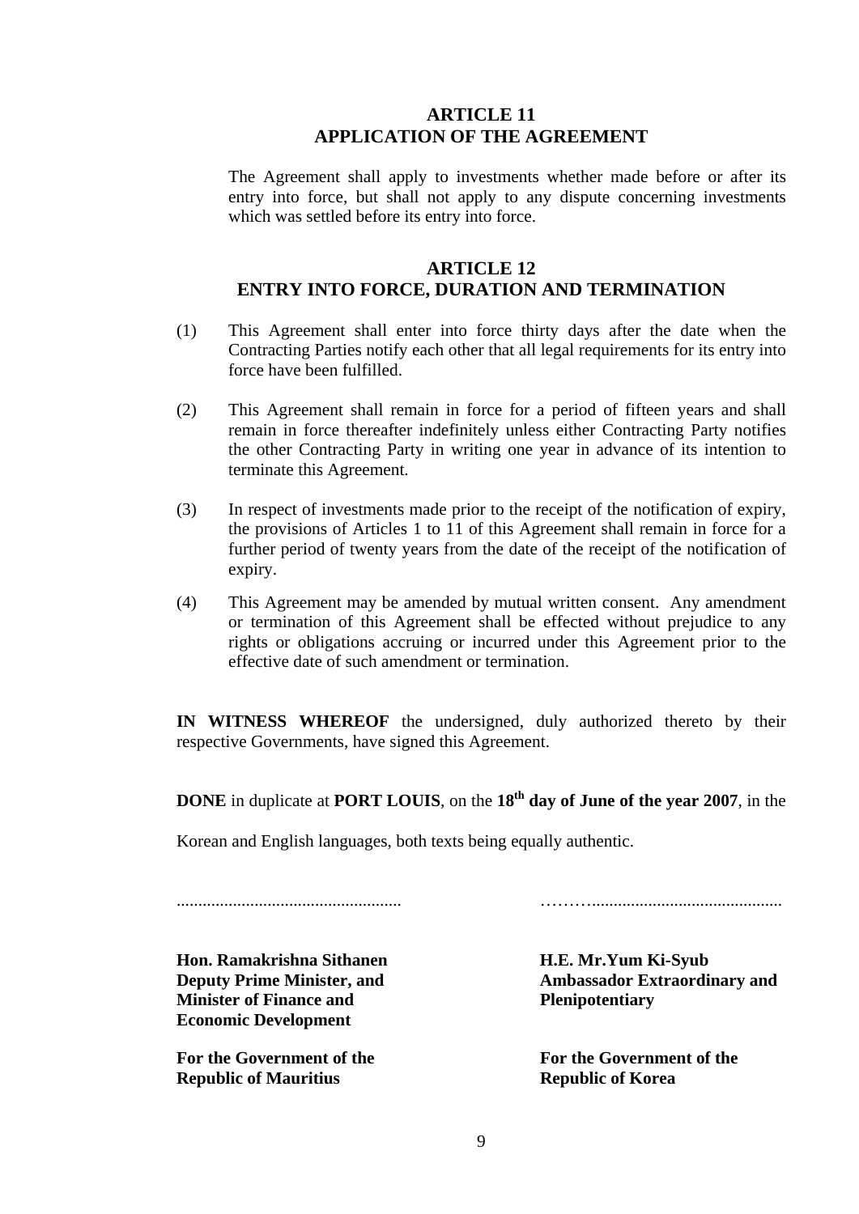## ARTICLE 11
## APPLICATION OF THE AGREEMENT

The Agreement shall apply to investments whether made before or after its entry into force, but shall not apply to any dispute concerning investments which was settled before its entry into force.

## ARTICLE 12
## ENTRY INTO FORCE, DURATION AND TERMINATION

(1) This Agreement shall enter into force thirty days after the date when the Contracting Parties notify each other that all legal requirements for its entry into force have been fulfilled.

(2) This Agreement shall remain in force for a period of fifteen years and shall remain in force thereafter indefinitely unless either Contracting Party notifies the other Contracting Party in writing one year in advance of its intention to terminate this Agreement.

(3) In respect of investments made prior to the receipt of the notification of expiry, the provisions of Articles 1 to 11 of this Agreement shall remain in force for a further period of twenty years from the date of the receipt of the notification of expiry.

(4) This Agreement may be amended by mutual written consent. Any amendment or termination of this Agreement shall be effected without prejudice to any rights or obligations accruing or incurred under this Agreement prior to the effective date of such amendment or termination.

**IN WITNESS WHEREOF** the undersigned, duly authorized thereto by their respective Governments, have signed this Agreement.

**DONE** in duplicate at **PORT LOUIS**, on the **18th day of June of the year 2007**, in the Korean and English languages, both texts being equally authentic.

| | |
|---|---|
| .................................................... | ………............................................ |
| **Hon. Ramakrishna Sithanen**<br>**Deputy Prime Minister, and**<br>**Minister of Finance and**<br>**Economic Development** | **H.E. Mr.Yum Ki-Syub**<br>**Ambassador Extraordinary and**<br>**Plenipotentiary** |
| **For the Government of the**<br>**Republic of Mauritius** | **For the Government of the**<br>**Republic of Korea** |